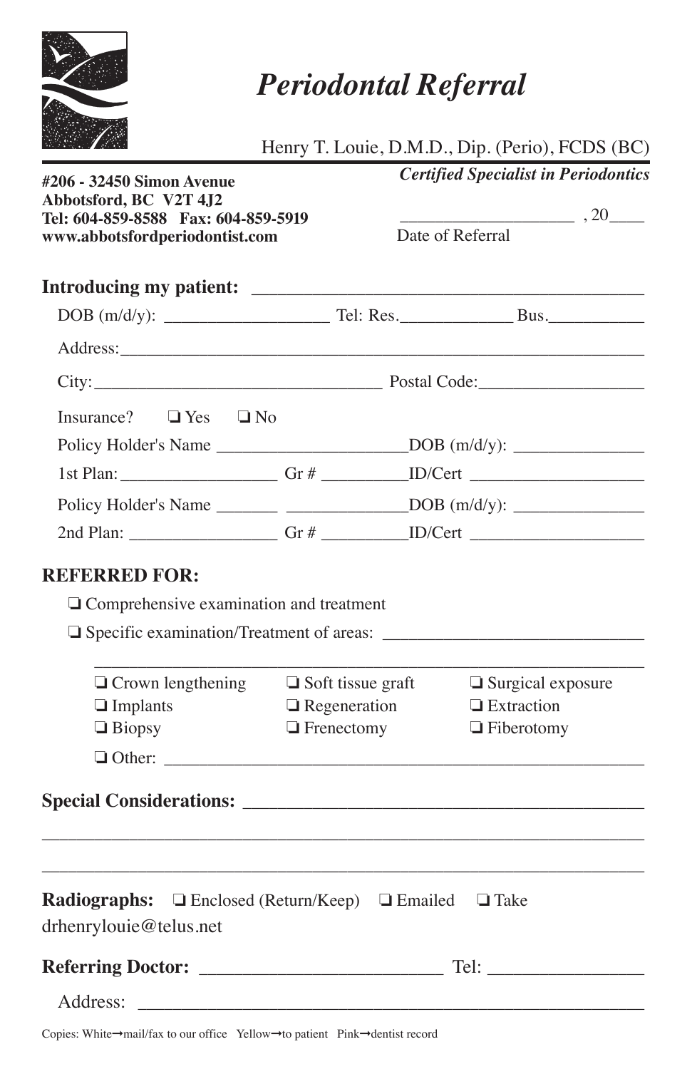# *Periodontal Referral*

Henry T. Louie, D.M.D., Dip. (Perio), FCDS (BC)

***Certified Specialist in Periodontics***

**#206 - 32450 Simon Avenue**
**Abbotsford, BC V2T 4J2**
**Tel: 604-859-8588 Fax: 604-859-5919**
**www.abbotsfordperiodontist.com**

____________________ , 20____
Date of Referral

**Introducing my patient:** ____________________________________________

DOB (m/d/y): __________________ Tel: Res._____________ Bus.___________

Address:_____________________________________________________________

City:_________________________________ Postal Code:__________________

Insurance? ❏ Yes ❏ No

Policy Holder's Name ______________________DOB (m/d/y): _______________

1st Plan:__________________ Gr # __________ID/Cert ____________________

Policy Holder's Name _______ ______________DOB (m/d/y): _______________

2nd Plan: _________________ Gr # __________ID/Cert ____________________

## REFERRED FOR:

❏ Comprehensive examination and treatment

❏ Specific examination/Treatment of areas: ______________________________

_______________________________________________________________

❏ Crown lengthening ❏ Soft tissue graft ❏ Surgical exposure
❏ Implants ❏ Regeneration ❏ Extraction
❏ Biopsy ❏ Frenectomy ❏ Fiberotomy

❏ Other: ______________________________________________________

**Special Considerations:** ___________________________________________

_______________________________________________________________

_______________________________________________________________

**Radiographs:** ❏ Enclosed (Return/Keep) ❏ Emailed ❏ Take
drhenrylouie@telus.net

**Referring Doctor:** _________________________ Tel: ________________

Address: ______________________________________________________

Copies: White→mail/fax to our office Yellow→to patient Pink→dentist record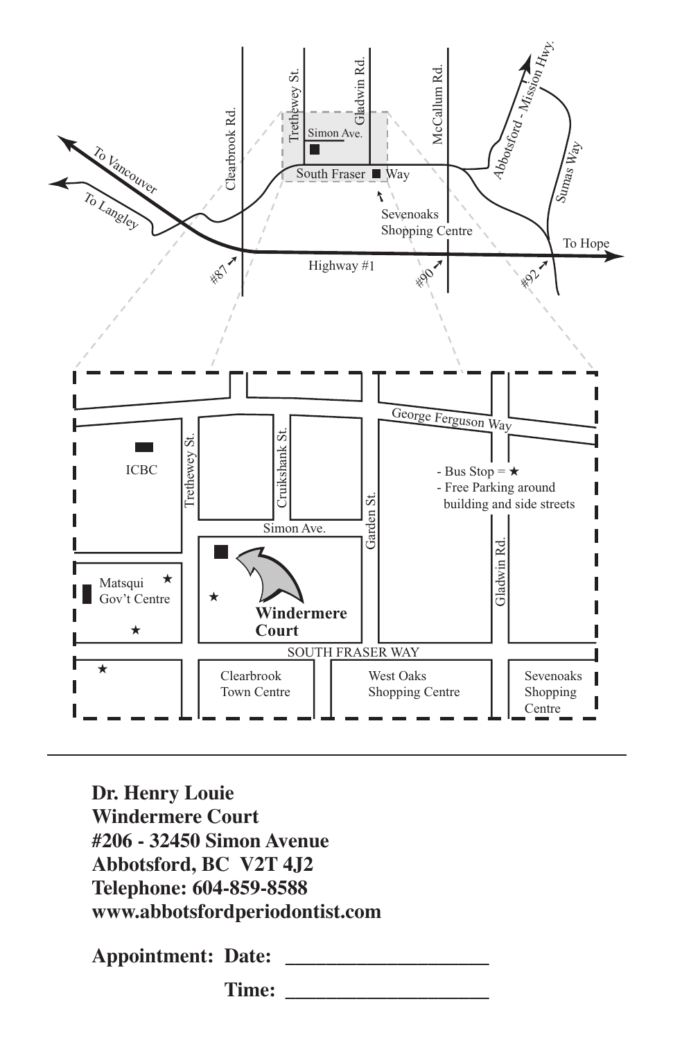To Vancouver
To Langley
Clearbrook Rd.
Trethewey St.
Gladwin Rd.
Simon Ave.
South Fraser Way
McCallum Rd.
Abbotsford - Mission Hwy.
Sumas Way
Sevenoaks Shopping Centre
To Hope
Highway #1
#87
#90
#92

George Ferguson Way
ICBC
Trethewey St.
Cruikshank St.
Simon Ave.
Garden St.
- Bus Stop = ★
- Free Parking around building and side streets
Gladwin Rd.
Matsqui Gov't Centre
Windermere Court
SOUTH FRASER WAY
Clearbrook Town Centre
West Oaks Shopping Centre
Sevenoaks Shopping Centre

---

**Dr. Henry Louie**
**Windermere Court**
**#206 - 32450 Simon Avenue**
**Abbotsford, BC V2T 4J2**
**Telephone: 604-859-8588**
**www.abbotsfordperiodontist.com**

**Appointment: Date:** ____________________

**Time:** ____________________